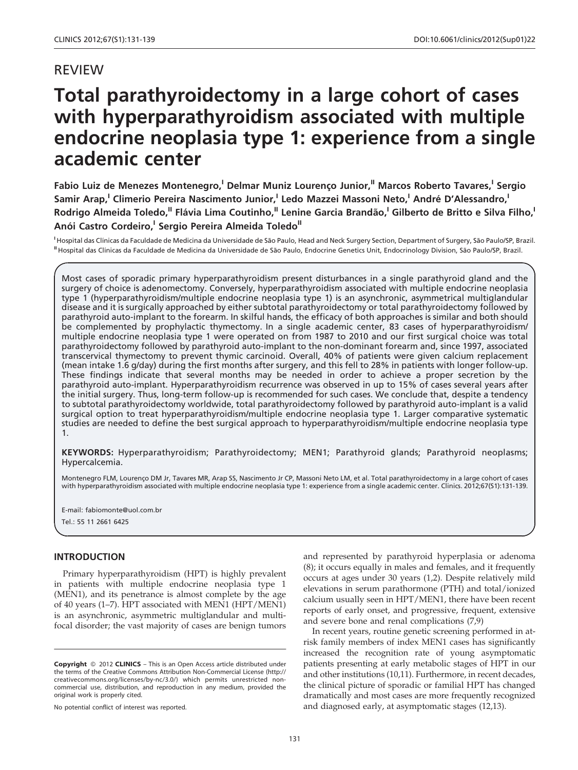## REVIEW

# Total parathyroidectomy in a large cohort of cases with hyperparathyroidism associated with multiple endocrine neoplasia type 1: experience from a single academic center

**Fabio Luiz de Menezes Montenegro,[I] Delmar Muniz Lourenço Junior,[II] Marcos Roberto Tavares,[I] Sergio Samir Arap,[I] Climerio Pereira Nascimento Junior,[I] Ledo Mazzei Massoni Neto,[I] André D'Alessandro,[I] Rodrigo Almeida Toledo,[II] Flávia Lima Coutinho,[II] Lenine Garcia Brandão,[I] Gilberto de Britto e Silva Filho,[I] Anói Castro Cordeiro,[I] Sergio Pereira Almeida Toledo[II]**

[I] Hospital das Clínicas da Faculdade de Medicina da Universidade de São Paulo, Head and Neck Surgery Section, Department of Surgery, São Paulo/SP, Brazil. [II] Hospital das Clínicas da Faculdade de Medicina da Universidade de São Paulo, Endocrine Genetics Unit, Endocrinology Division, São Paulo/SP, Brazil.

Most cases of sporadic primary hyperparathyroidism present disturbances in a single parathyroid gland and the surgery of choice is adenomectomy. Conversely, hyperparathyroidism associated with multiple endocrine neoplasia type 1 (hyperparathyroidism/multiple endocrine neoplasia type 1) is an asynchronic, asymmetrical multiglandular disease and it is surgically approached by either subtotal parathyroidectomy or total parathyroidectomy followed by parathyroid auto-implant to the forearm. In skilful hands, the efficacy of both approaches is similar and both should be complemented by prophylactic thymectomy. In a single academic center, 83 cases of hyperparathyroidism/ multiple endocrine neoplasia type 1 were operated on from 1987 to 2010 and our first surgical choice was total parathyroidectomy followed by parathyroid auto-implant to the non-dominant forearm and, since 1997, associated transcervical thymectomy to prevent thymic carcinoid. Overall, 40% of patients were given calcium replacement (mean intake 1.6 g/day) during the first months after surgery, and this fell to 28% in patients with longer follow-up. These findings indicate that several months may be needed in order to achieve a proper secretion by the parathyroid auto-implant. Hyperparathyroidism recurrence was observed in up to 15% of cases several years after the initial surgery. Thus, long-term follow-up is recommended for such cases. We conclude that, despite a tendency to subtotal parathyroidectomy worldwide, total parathyroidectomy followed by parathyroid auto-implant is a valid surgical option to treat hyperparathyroidism/multiple endocrine neoplasia type 1. Larger comparative systematic studies are needed to define the best surgical approach to hyperparathyroidism/multiple endocrine neoplasia type 1.

**KEYWORDS:** Hyperparathyroidism; Parathyroidectomy; MEN1; Parathyroid glands; Parathyroid neoplasms; Hypercalcemia.

Montenegro FLM, Lourenço DM Jr, Tavares MR, Arap SS, Nascimento Jr CP, Massoni Neto LM, et al. Total parathyroidectomy in a large cohort of cases with hyperparathyroidism associated with multiple endocrine neoplasia type 1: experience from a single academic center. Clinics. 2012;67(S1):131-139.

E-mail: fabiomonte@uol.com.br

Tel.: 55 11 2661 6425

## INTRODUCTION

Primary hyperparathyroidism (HPT) is highly prevalent in patients with multiple endocrine neoplasia type 1 (MEN1), and its penetrance is almost complete by the age of 40 years (1–7). HPT associated with MEN1 (HPT/MEN1) is an asynchronic, asymmetric multiglandular and multifocal disorder; the vast majority of cases are benign tumors and represented by parathyroid hyperplasia or adenoma (8); it occurs equally in males and females, and it frequently occurs at ages under 30 years (1,2). Despite relatively mild elevations in serum parathormone (PTH) and total/ionized calcium usually seen in HPT/MEN1, there have been recent reports of early onset, and progressive, frequent, extensive and severe bone and renal complications (7,9)

In recent years, routine genetic screening performed in at-risk family members of index MEN1 cases has significantly increased the recognition rate of young asymptomatic patients presenting at early metabolic stages of HPT in our and other institutions (10,11). Furthermore, in recent decades, the clinical picture of sporadic or familial HPT has changed dramatically and most cases are more frequently recognized and diagnosed early, at asymptomatic stages (12,13).

**Copyright** © 2012 **CLINICS** – This is an Open Access article distributed under the terms of the Creative Commons Attribution Non-Commercial License (http://creativecommons.org/licenses/by-nc/3.0/) which permits unrestricted non-commercial use, distribution, and reproduction in any medium, provided the original work is properly cited.

No potential conflict of interest was reported.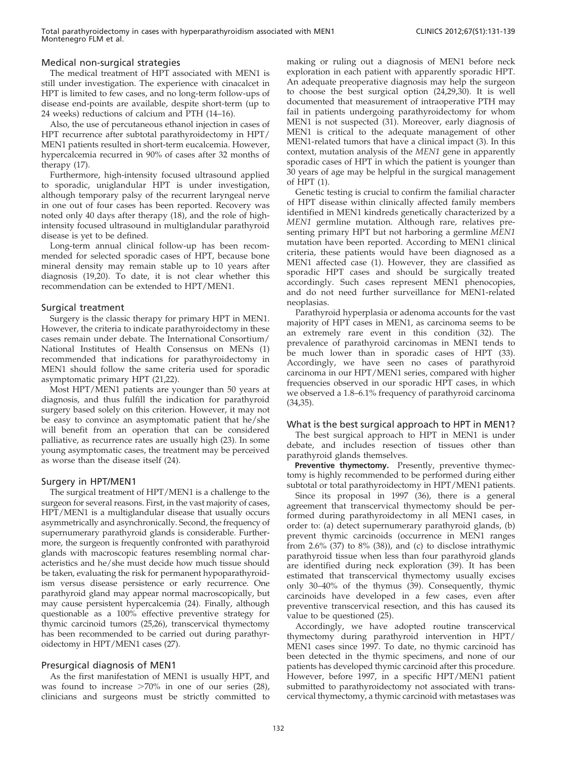### Medical non-surgical strategies

The medical treatment of HPT associated with MEN1 is still under investigation. The experience with cinacalcet in HPT is limited to few cases, and no long-term follow-ups of disease end-points are available, despite short-term (up to 24 weeks) reductions of calcium and PTH (14–16).

Also, the use of percutaneous ethanol injection in cases of HPT recurrence after subtotal parathyroidectomy in HPT/MEN1 patients resulted in short-term eucalcemia. However, hypercalcemia recurred in 90% of cases after 32 months of therapy (17).

Furthermore, high-intensity focused ultrasound applied to sporadic, uniglandular HPT is under investigation, although temporary palsy of the recurrent laryngeal nerve in one out of four cases has been reported. Recovery was noted only 40 days after therapy (18), and the role of high-intensity focused ultrasound in multiglandular parathyroid disease is yet to be defined.

Long-term annual clinical follow-up has been recommended for selected sporadic cases of HPT, because bone mineral density may remain stable up to 10 years after diagnosis (19,20). To date, it is not clear whether this recommendation can be extended to HPT/MEN1.

### Surgical treatment

Surgery is the classic therapy for primary HPT in MEN1. However, the criteria to indicate parathyroidectomy in these cases remain under debate. The International Consortium/National Institutes of Health Consensus on MENs (1) recommended that indications for parathyroidectomy in MEN1 should follow the same criteria used for sporadic asymptomatic primary HPT (21,22).

Most HPT/MEN1 patients are younger than 50 years at diagnosis, and thus fulfill the indication for parathyroid surgery based solely on this criterion. However, it may not be easy to convince an asymptomatic patient that he/she will benefit from an operation that can be considered palliative, as recurrence rates are usually high (23). In some young asymptomatic cases, the treatment may be perceived as worse than the disease itself (24).

### Surgery in HPT/MEN1

The surgical treatment of HPT/MEN1 is a challenge to the surgeon for several reasons. First, in the vast majority of cases, HPT/MEN1 is a multiglandular disease that usually occurs asymmetrically and asynchronically. Second, the frequency of supernumerary parathyroid glands is considerable. Furthermore, the surgeon is frequently confronted with parathyroid glands with macroscopic features resembling normal characteristics and he/she must decide how much tissue should be taken, evaluating the risk for permanent hypoparathyroidism versus disease persistence or early recurrence. One parathyroid gland may appear normal macroscopically, but may cause persistent hypercalcemia (24). Finally, although questionable as a 100% effective preventive strategy for thymic carcinoid tumors (25,26), transcervical thymectomy has been recommended to be carried out during parathyroidectomy in HPT/MEN1 cases (27).

### Presurgical diagnosis of MEN1

As the first manifestation of MEN1 is usually HPT, and was found to increase >70% in one of our series (28), clinicians and surgeons must be strictly committed to making or ruling out a diagnosis of MEN1 before neck exploration in each patient with apparently sporadic HPT. An adequate preoperative diagnosis may help the surgeon to choose the best surgical option (24,29,30). It is well documented that measurement of intraoperative PTH may fail in patients undergoing parathyroidectomy for whom MEN1 is not suspected (31). Moreover, early diagnosis of MEN1 is critical to the adequate management of other MEN1-related tumors that have a clinical impact (3). In this context, mutation analysis of the *MEN1* gene in apparently sporadic cases of HPT in which the patient is younger than 30 years of age may be helpful in the surgical management of HPT (1).

Genetic testing is crucial to confirm the familial character of HPT disease within clinically affected family members identified in MEN1 kindreds genetically characterized by a *MEN1* germline mutation. Although rare, relatives presenting primary HPT but not harboring a germline *MEN1* mutation have been reported. According to MEN1 clinical criteria, these patients would have been diagnosed as a MEN1 affected case (1). However, they are classified as sporadic HPT cases and should be surgically treated accordingly. Such cases represent MEN1 phenocopies, and do not need further surveillance for MEN1-related neoplasias.

Parathyroid hyperplasia or adenoma accounts for the vast majority of HPT cases in MEN1, as carcinoma seems to be an extremely rare event in this condition (32). The prevalence of parathyroid carcinomas in MEN1 tends to be much lower than in sporadic cases of HPT (33). Accordingly, we have seen no cases of parathyroid carcinoma in our HPT/MEN1 series, compared with higher frequencies observed in our sporadic HPT cases, in which we observed a 1.8–6.1% frequency of parathyroid carcinoma (34,35).

### What is the best surgical approach to HPT in MEN1?

The best surgical approach to HPT in MEN1 is under debate, and includes resection of tissues other than parathyroid glands themselves.

**Preventive thymectomy.** Presently, preventive thymectomy is highly recommended to be performed during either subtotal or total parathyroidectomy in HPT/MEN1 patients.

Since its proposal in 1997 (36), there is a general agreement that transcervical thymectomy should be performed during parathyroidectomy in all MEN1 cases, in order to: (a) detect supernumerary parathyroid glands, (b) prevent thymic carcinoids (occurrence in MEN1 ranges from 2.6% (37) to 8% (38)), and (c) to disclose intrathymic parathyroid tissue when less than four parathyroid glands are identified during neck exploration (39). It has been estimated that transcervical thymectomy usually excises only 30–40% of the thymus (39). Consequently, thymic carcinoids have developed in a few cases, even after preventive transcervical resection, and this has caused its value to be questioned (25).

Accordingly, we have adopted routine transcervical thymectomy during parathyroid intervention in HPT/MEN1 cases since 1997. To date, no thymic carcinoid has been detected in the thymic specimens, and none of our patients has developed thymic carcinoid after this procedure. However, before 1997, in a specific HPT/MEN1 patient submitted to parathyroidectomy not associated with transcervical thymectomy, a thymic carcinoid with metastases was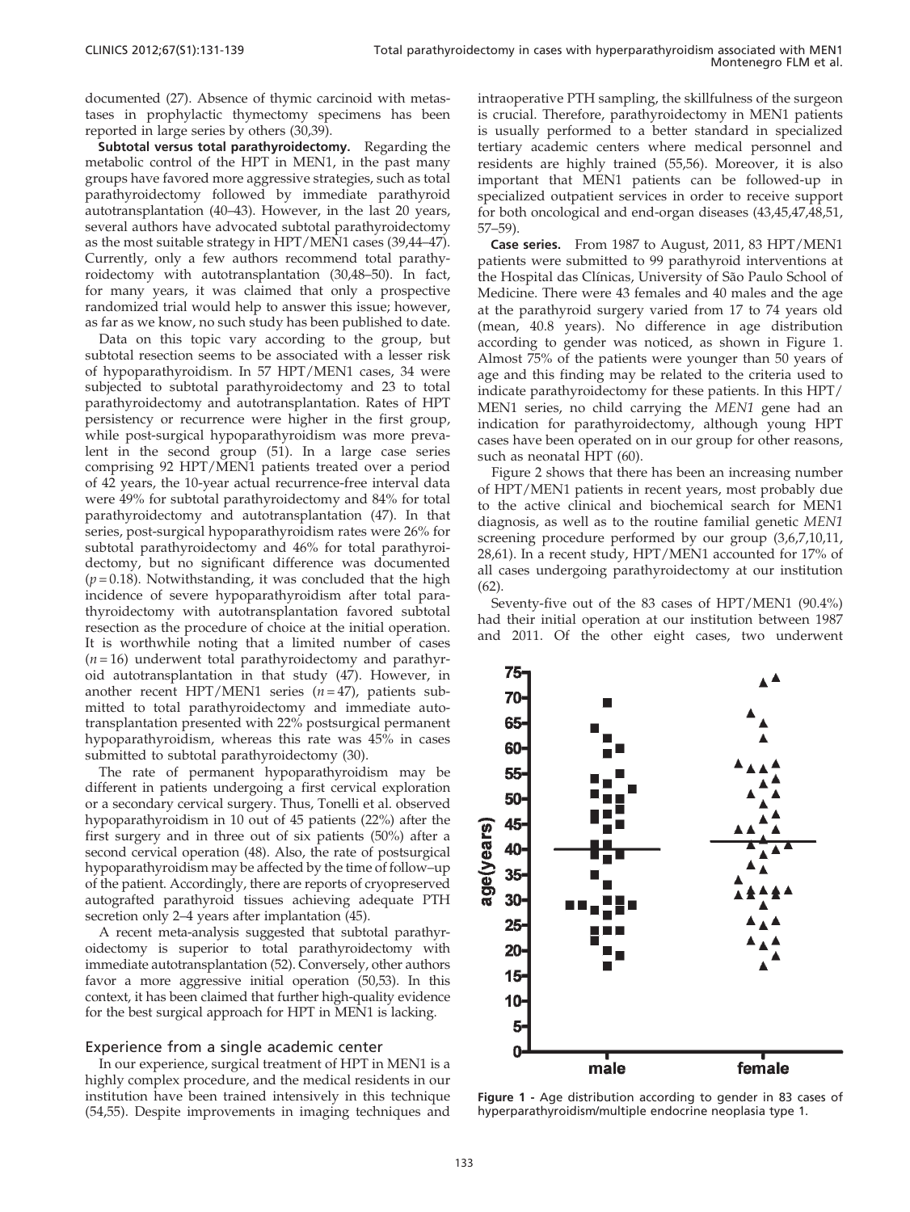documented (27). Absence of thymic carcinoid with metastases in prophylactic thymectomy specimens has been reported in large series by others (30,39).

**Subtotal versus total parathyroidectomy.** Regarding the metabolic control of the HPT in MEN1, in the past many groups have favored more aggressive strategies, such as total parathyroidectomy followed by immediate parathyroid autotransplantation (40–43). However, in the last 20 years, several authors have advocated subtotal parathyroidectomy as the most suitable strategy in HPT/MEN1 cases (39,44–47). Currently, only a few authors recommend total parathyroidectomy with autotransplantation (30,48–50). In fact, for many years, it was claimed that only a prospective randomized trial would help to answer this issue; however, as far as we know, no such study has been published to date.

Data on this topic vary according to the group, but subtotal resection seems to be associated with a lesser risk of hypoparathyroidism. In 57 HPT/MEN1 cases, 34 were subjected to subtotal parathyroidectomy and 23 to total parathyroidectomy and autotransplantation. Rates of HPT persistency or recurrence were higher in the first group, while post-surgical hypoparathyroidism was more prevalent in the second group (51). In a large case series comprising 92 HPT/MEN1 patients treated over a period of 42 years, the 10-year actual recurrence-free interval data were 49% for subtotal parathyroidectomy and 84% for total parathyroidectomy and autotransplantation (47). In that series, post-surgical hypoparathyroidism rates were 26% for subtotal parathyroidectomy and 46% for total parathyroidectomy, but no significant difference was documented ($p = 0.18$). Notwithstanding, it was concluded that the high incidence of severe hypoparathyroidism after total parathyroidectomy with autotransplantation favored subtotal resection as the procedure of choice at the initial operation. It is worthwhile noting that a limited number of cases ($n = 16$) underwent total parathyroidectomy and parathyroid autotransplantation in that study (47). However, in another recent HPT/MEN1 series ($n = 47$), patients submitted to total parathyroidectomy and immediate autotransplantation presented with 22% postsurgical permanent hypoparathyroidism, whereas this rate was 45% in cases submitted to subtotal parathyroidectomy (30).

The rate of permanent hypoparathyroidism may be different in patients undergoing a first cervical exploration or a secondary cervical surgery. Thus, Tonelli et al. observed hypoparathyroidism in 10 out of 45 patients (22%) after the first surgery and in three out of six patients (50%) after a second cervical operation (48). Also, the rate of postsurgical hypoparathyroidism may be affected by the time of follow–up of the patient. Accordingly, there are reports of cryopreserved autografted parathyroid tissues achieving adequate PTH secretion only 2–4 years after implantation (45).

A recent meta-analysis suggested that subtotal parathyroidectomy is superior to total parathyroidectomy with immediate autotransplantation (52). Conversely, other authors favor a more aggressive initial operation (50,53). In this context, it has been claimed that further high-quality evidence for the best surgical approach for HPT in MEN1 is lacking.

## Experience from a single academic center

In our experience, surgical treatment of HPT in MEN1 is a highly complex procedure, and the medical residents in our institution have been trained intensively in this technique (54,55). Despite improvements in imaging techniques and intraoperative PTH sampling, the skillfulness of the surgeon is crucial. Therefore, parathyroidectomy in MEN1 patients is usually performed to a better standard in specialized tertiary academic centers where medical personnel and residents are highly trained (55,56). Moreover, it is also important that MEN1 patients can be followed-up in specialized outpatient services in order to receive support for both oncological and end-organ diseases (43,45,47,48,51, 57–59).

**Case series.** From 1987 to August, 2011, 83 HPT/MEN1 patients were submitted to 99 parathyroid interventions at the Hospital das Clínicas, University of São Paulo School of Medicine. There were 43 females and 40 males and the age at the parathyroid surgery varied from 17 to 74 years old (mean, 40.8 years). No difference in age distribution according to gender was noticed, as shown in Figure 1. Almost 75% of the patients were younger than 50 years of age and this finding may be related to the criteria used to indicate parathyroidectomy for these patients. In this HPT/MEN1 series, no child carrying the *MEN1* gene had an indication for parathyroidectomy, although young HPT cases have been operated on in our group for other reasons, such as neonatal HPT (60).

Figure 2 shows that there has been an increasing number of HPT/MEN1 patients in recent years, most probably due to the active clinical and biochemical search for MEN1 diagnosis, as well as to the routine familial genetic *MEN1* screening procedure performed by our group (3,6,7,10,11, 28,61). In a recent study, HPT/MEN1 accounted for 17% of all cases undergoing parathyroidectomy at our institution (62).

Seventy-five out of the 83 cases of HPT/MEN1 (90.4%) had their initial operation at our institution between 1987 and 2011. Of the other eight cases, two underwent

**Figure 1 -** Age distribution according to gender in 83 cases of hyperparathyroidism/multiple endocrine neoplasia type 1.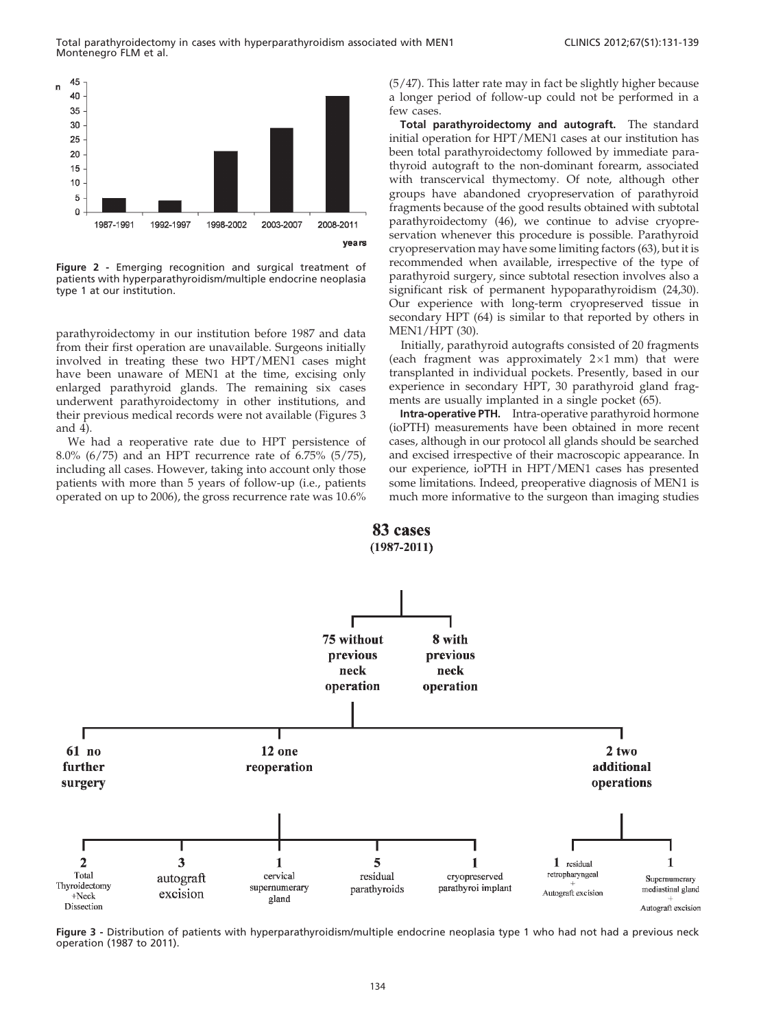**Figure 2 -** Emerging recognition and surgical treatment of patients with hyperparathyroidism/multiple endocrine neoplasia type 1 at our institution.

parathyroidectomy in our institution before 1987 and data from their first operation are unavailable. Surgeons initially involved in treating these two HPT/MEN1 cases might have been unaware of MEN1 at the time, excising only enlarged parathyroid glands. The remaining six cases underwent parathyroidectomy in other institutions, and their previous medical records were not available (Figures 3 and 4).

We had a reoperative rate due to HPT persistence of 8.0% (6/75) and an HPT recurrence rate of 6.75% (5/75), including all cases. However, taking into account only those patients with more than 5 years of follow-up (i.e., patients operated on up to 2006), the gross recurrence rate was 10.6% (5/47). This latter rate may in fact be slightly higher because a longer period of follow-up could not be performed in a few cases.

**Total parathyroidectomy and autograft.** The standard initial operation for HPT/MEN1 cases at our institution has been total parathyroidectomy followed by immediate parathyroid autograft to the non-dominant forearm, associated with transcervical thymectomy. Of note, although other groups have abandoned cryopreservation of parathyroid fragments because of the good results obtained with subtotal parathyroidectomy (46), we continue to advise cryopreservation whenever this procedure is possible. Parathyroid cryopreservation may have some limiting factors (63), but it is recommended when available, irrespective of the type of parathyroid surgery, since subtotal resection involves also a significant risk of permanent hypoparathyroidism (24,30). Our experience with long-term cryopreserved tissue in secondary HPT (64) is similar to that reported by others in MEN1/HPT (30).

Initially, parathyroid autografts consisted of 20 fragments (each fragment was approximately $2 \times 1$ mm) that were transplanted in individual pockets. Presently, based in our experience in secondary HPT, 30 parathyroid gland fragments are usually implanted in a single pocket (65).

**Intra-operative PTH.** Intra-operative parathyroid hormone (ioPTH) measurements have been obtained in more recent cases, although in our protocol all glands should be searched and excised irrespective of their macroscopic appearance. In our experience, ioPTH in HPT/MEN1 cases has presented some limitations. Indeed, preoperative diagnosis of MEN1 is much more informative to the surgeon than imaging studies

**Figure 3 -** Distribution of patients with hyperparathyroidism/multiple endocrine neoplasia type 1 who had not had a previous neck operation (1987 to 2011).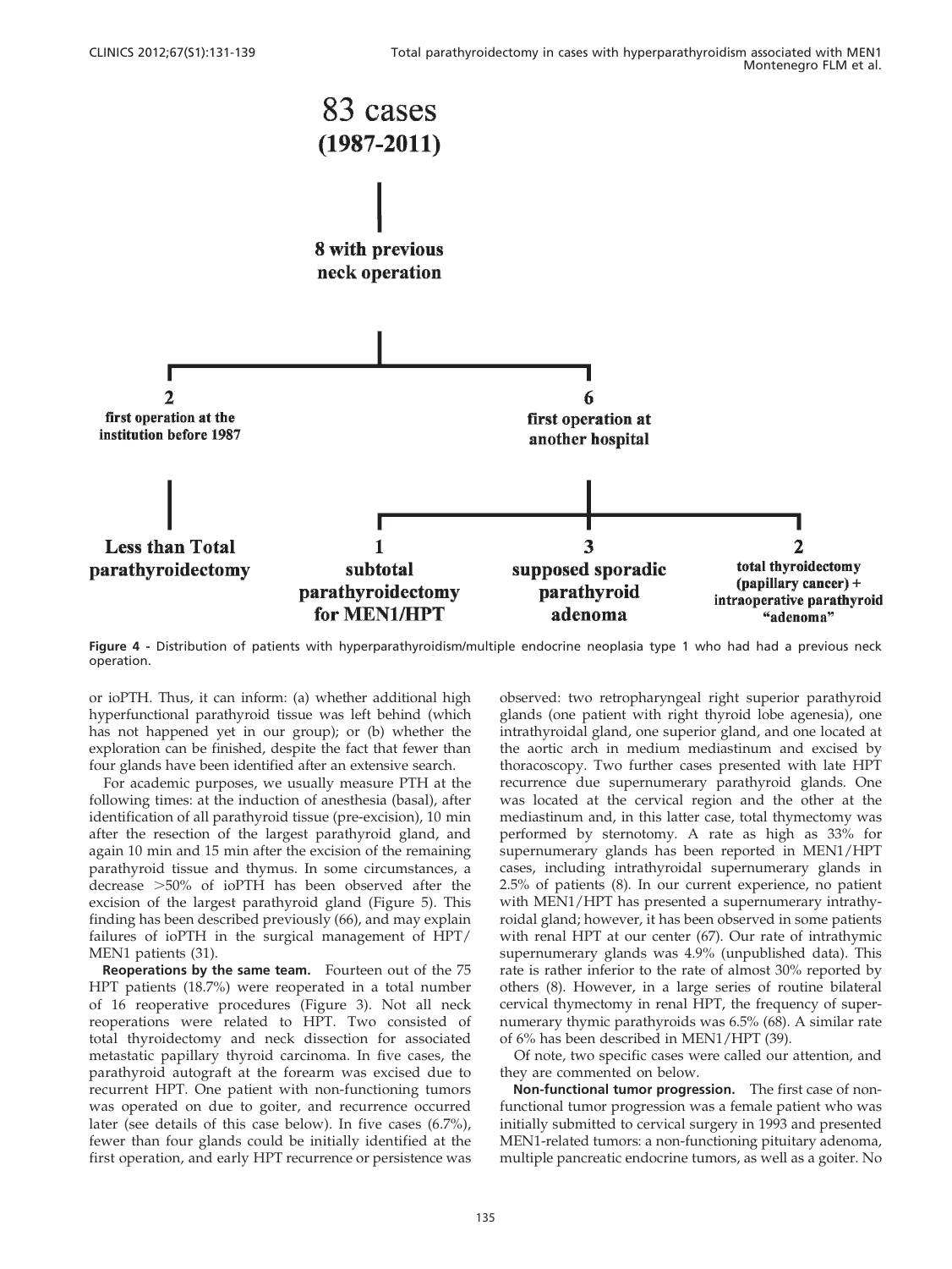83 cases
(1987-2011)

8 with previous neck operation

2 first operation at the institution before 1987

6 first operation at another hospital

Less than Total parathyroidectomy

1 subtotal parathyroidectomy for MEN1/HPT

3 supposed sporadic parathyroid adenoma

2 total thyroidectomy (papillary cancer) + intraoperative parathyroid "adenoma"

**Figure 4 -** Distribution of patients with hyperparathyroidism/multiple endocrine neoplasia type 1 who had had a previous neck operation.

or ioPTH. Thus, it can inform: (a) whether additional high hyperfunctional parathyroid tissue was left behind (which has not happened yet in our group); or (b) whether the exploration can be finished, despite the fact that fewer than four glands have been identified after an extensive search.

For academic purposes, we usually measure PTH at the following times: at the induction of anesthesia (basal), after identification of all parathyroid tissue (pre-excision), 10 min after the resection of the largest parathyroid gland, and again 10 min and 15 min after the excision of the remaining parathyroid tissue and thymus. In some circumstances, a decrease >50% of ioPTH has been observed after the excision of the largest parathyroid gland (Figure 5). This finding has been described previously (66), and may explain failures of ioPTH in the surgical management of HPT/MEN1 patients (31).

**Reoperations by the same team.** Fourteen out of the 75 HPT patients (18.7%) were reoperated in a total number of 16 reoperative procedures (Figure 3). Not all neck reoperations were related to HPT. Two consisted of total thyroidectomy and neck dissection for associated metastatic papillary thyroid carcinoma. In five cases, the parathyroid autograft at the forearm was excised due to recurrent HPT. One patient with non-functioning tumors was operated on due to goiter, and recurrence occurred later (see details of this case below). In five cases (6.7%), fewer than four glands could be initially identified at the first operation, and early HPT recurrence or persistence was observed: two retropharyngeal right superior parathyroid glands (one patient with right thyroid lobe agenesia), one intrathyroidal gland, one superior gland, and one located at the aortic arch in medium mediastinum and excised by thoracoscopy. Two further cases presented with late HPT recurrence due supernumerary parathyroid glands. One was located at the cervical region and the other at the mediastinum and, in this latter case, total thymectomy was performed by sternotomy. A rate as high as 33% for supernumerary glands has been reported in MEN1/HPT cases, including intrathyroidal supernumerary glands in 2.5% of patients (8). In our current experience, no patient with MEN1/HPT has presented a supernumerary intrathyroidal gland; however, it has been observed in some patients with renal HPT at our center (67). Our rate of intrathymic supernumerary glands was 4.9% (unpublished data). This rate is rather inferior to the rate of almost 30% reported by others (8). However, in a large series of routine bilateral cervical thymectomy in renal HPT, the frequency of supernumerary thymic parathyroids was 6.5% (68). A similar rate of 6% has been described in MEN1/HPT (39).

Of note, two specific cases were called our attention, and they are commented on below.

**Non-functional tumor progression.** The first case of non-functional tumor progression was a female patient who was initially submitted to cervical surgery in 1993 and presented MEN1-related tumors: a non-functioning pituitary adenoma, multiple pancreatic endocrine tumors, as well as a goiter. No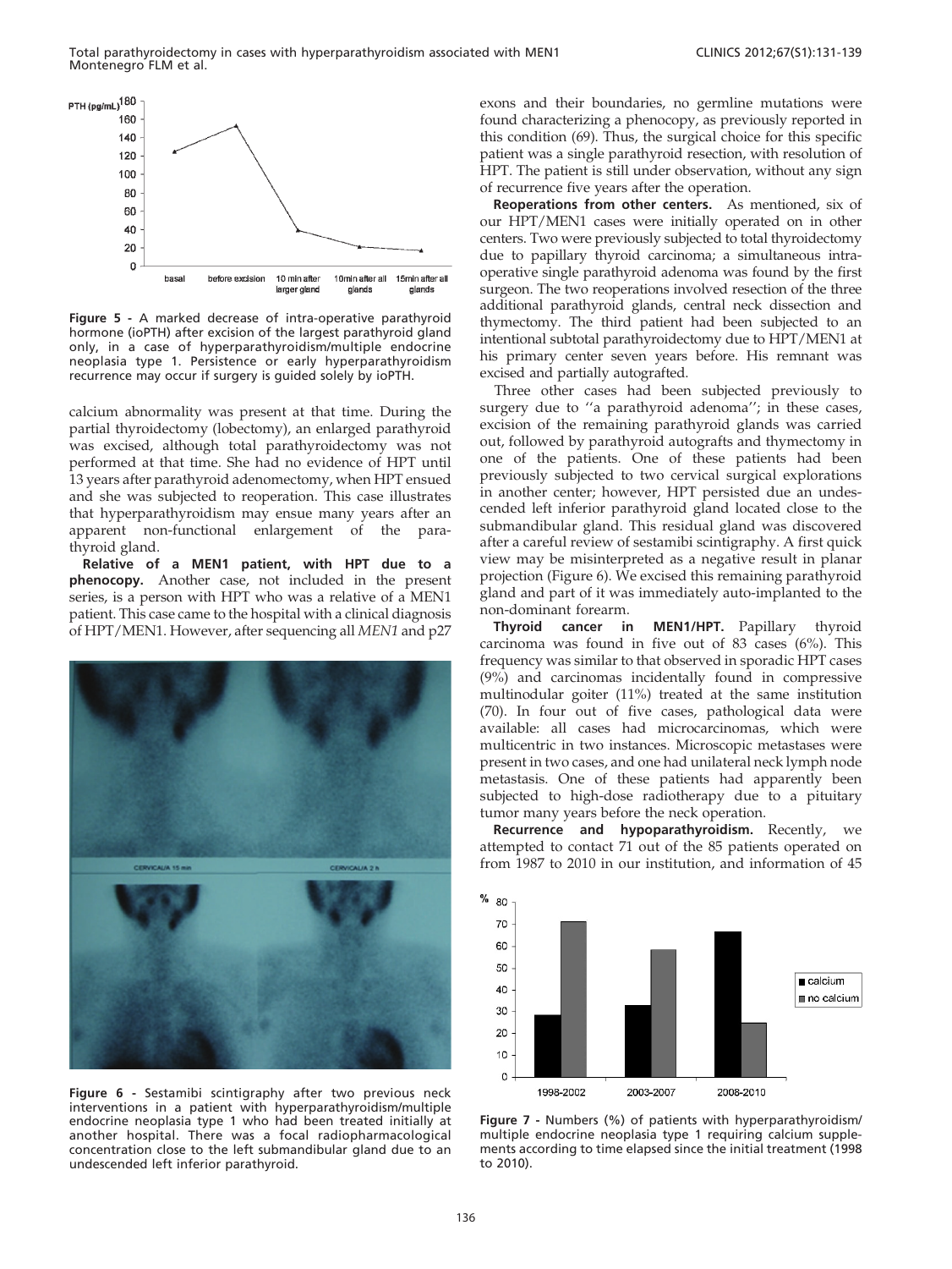Figure 5 - A marked decrease of intra-operative parathyroid hormone (ioPTH) after excision of the largest parathyroid gland only, in a case of hyperparathyroidism/multiple endocrine neoplasia type 1. Persistence or early hyperparathyroidism recurrence may occur if surgery is guided solely by ioPTH.

calcium abnormality was present at that time. During the partial thyroidectomy (lobectomy), an enlarged parathyroid was excised, although total parathyroidectomy was not performed at that time. She had no evidence of HPT until 13 years after parathyroid adenomectomy, when HPT ensued and she was subjected to reoperation. This case illustrates that hyperparathyroidism may ensue many years after an apparent non-functional enlargement of the parathyroid gland.

**Relative of a MEN1 patient, with HPT due to a phenocopy.** Another case, not included in the present series, is a person with HPT who was a relative of a MEN1 patient. This case came to the hospital with a clinical diagnosis of HPT/MEN1. However, after sequencing all *MEN1* and p27 exons and their boundaries, no germline mutations were found characterizing a phenocopy, as previously reported in this condition (69). Thus, the surgical choice for this specific patient was a single parathyroid resection, with resolution of HPT. The patient is still under observation, without any sign of recurrence five years after the operation.

**Reoperations from other centers.** As mentioned, six of our HPT/MEN1 cases were initially operated on in other centers. Two were previously subjected to total thyroidectomy due to papillary thyroid carcinoma; a simultaneous intraoperative single parathyroid adenoma was found by the first surgeon. The two reoperations involved resection of the three additional parathyroid glands, central neck dissection and thymectomy. The third patient had been subjected to an intentional subtotal parathyroidectomy due to HPT/MEN1 at his primary center seven years before. His remnant was excised and partially autografted.

Three other cases had been subjected previously to surgery due to ''a parathyroid adenoma''; in these cases, excision of the remaining parathyroid glands was carried out, followed by parathyroid autografts and thymectomy in one of the patients. One of these patients had been previously subjected to two cervical surgical explorations in another center; however, HPT persisted due an undescended left inferior parathyroid gland located close to the submandibular gland. This residual gland was discovered after a careful review of sestamibi scintigraphy. A first quick view may be misinterpreted as a negative result in planar projection (Figure 6). We excised this remaining parathyroid gland and part of it was immediately auto-implanted to the non-dominant forearm.

**Thyroid cancer in MEN1/HPT.** Papillary thyroid carcinoma was found in five out of 83 cases (6%). This frequency was similar to that observed in sporadic HPT cases (9%) and carcinomas incidentally found in compressive multinodular goiter (11%) treated at the same institution (70). In four out of five cases, pathological data were available: all cases had microcarcinomas, which were multicentric in two instances. Microscopic metastases were present in two cases, and one had unilateral neck lymph node metastasis. One of these patients had apparently been subjected to high-dose radiotherapy due to a pituitary tumor many years before the neck operation.

**Recurrence and hypoparathyroidism.** Recently, we attempted to contact 71 out of the 85 patients operated on from 1987 to 2010 in our institution, and information of 45

Figure 6 - Sestamibi scintigraphy after two previous neck interventions in a patient with hyperparathyroidism/multiple endocrine neoplasia type 1 who had been treated initially at another hospital. There was a focal radiopharmacological concentration close to the left submandibular gland due to an undescended left inferior parathyroid.

Figure 7 - Numbers (%) of patients with hyperparathyroidism/multiple endocrine neoplasia type 1 requiring calcium supplements according to time elapsed since the initial treatment (1998 to 2010).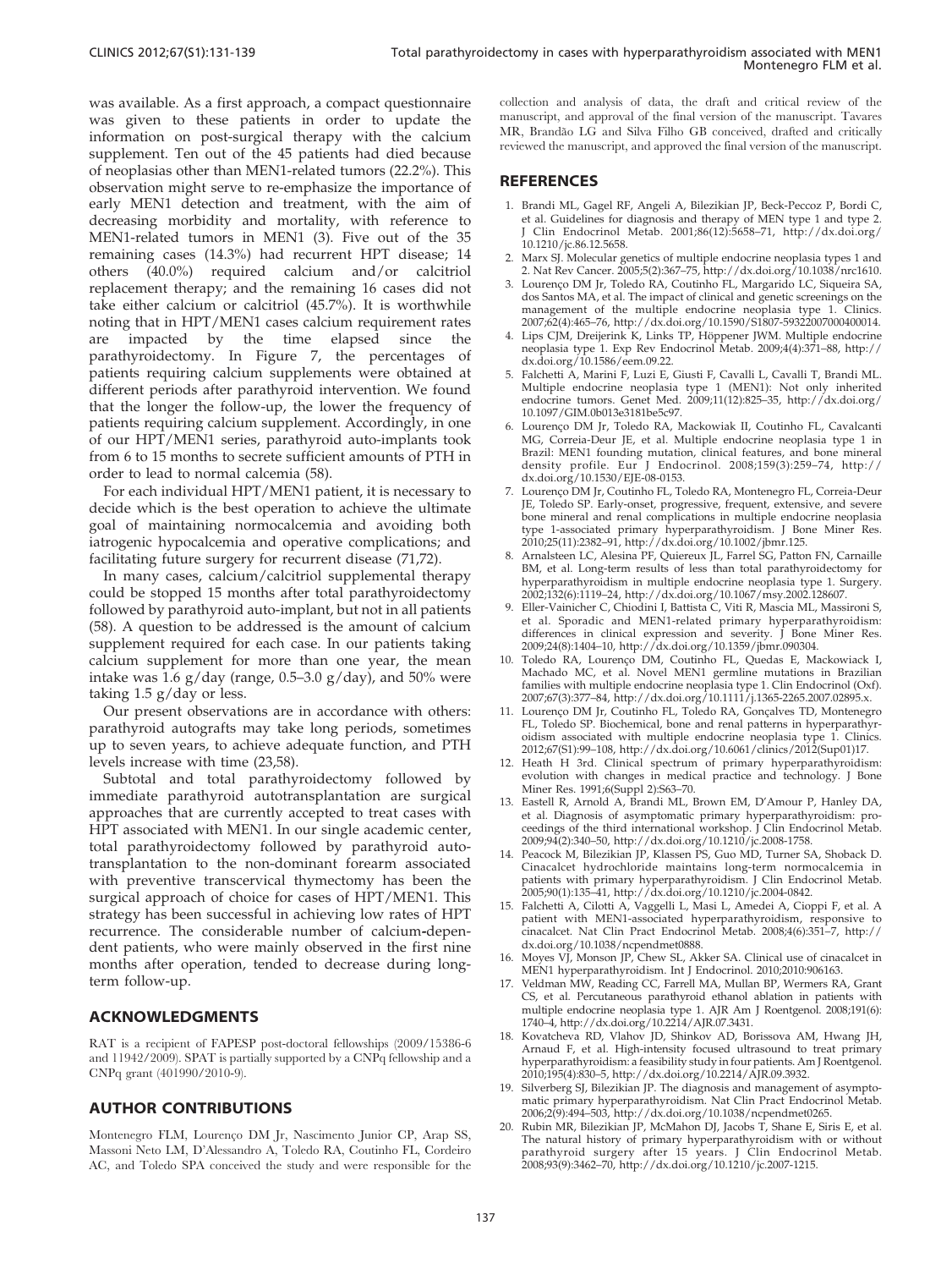was available. As a first approach, a compact questionnaire was given to these patients in order to update the information on post-surgical therapy with the calcium supplement. Ten out of the 45 patients had died because of neoplasias other than MEN1-related tumors (22.2%). This observation might serve to re-emphasize the importance of early MEN1 detection and treatment, with the aim of decreasing morbidity and mortality, with reference to MEN1-related tumors in MEN1 (3). Five out of the 35 remaining cases (14.3%) had recurrent HPT disease; 14 others (40.0%) required calcium and/or calcitriol replacement therapy; and the remaining 16 cases did not take either calcium or calcitriol (45.7%). It is worthwhile noting that in HPT/MEN1 cases calcium requirement rates are impacted by the time elapsed since the parathyroidectomy. In Figure 7, the percentages of patients requiring calcium supplements were obtained at different periods after parathyroid intervention. We found that the longer the follow-up, the lower the frequency of patients requiring calcium supplement. Accordingly, in one of our HPT/MEN1 series, parathyroid auto-implants took from 6 to 15 months to secrete sufficient amounts of PTH in order to lead to normal calcemia (58).

For each individual HPT/MEN1 patient, it is necessary to decide which is the best operation to achieve the ultimate goal of maintaining normocalcemia and avoiding both iatrogenic hypocalcemia and operative complications; and facilitating future surgery for recurrent disease (71,72).

In many cases, calcium/calcitriol supplemental therapy could be stopped 15 months after total parathyroidectomy followed by parathyroid auto-implant, but not in all patients (58). A question to be addressed is the amount of calcium supplement required for each case. In our patients taking calcium supplement for more than one year, the mean intake was 1.6 g/day (range, 0.5–3.0 g/day), and 50% were taking 1.5 g/day or less.

Our present observations are in accordance with others: parathyroid autografts may take long periods, sometimes up to seven years, to achieve adequate function, and PTH levels increase with time (23,58).

Subtotal and total parathyroidectomy followed by immediate parathyroid autotransplantation are surgical approaches that are currently accepted to treat cases with HPT associated with MEN1. In our single academic center, total parathyroidectomy followed by parathyroid autotransplantation to the non-dominant forearm associated with preventive transcervical thymectomy has been the surgical approach of choice for cases of HPT/MEN1. This strategy has been successful in achieving low rates of HPT recurrence. The considerable number of calcium-dependent patients, who were mainly observed in the first nine months after operation, tended to decrease during long-term follow-up.

## ACKNOWLEDGMENTS

RAT is a recipient of FAPESP post-doctoral fellowships (2009/15386-6 and 11942/2009). SPAT is partially supported by a CNPq fellowship and a CNPq grant (401990/2010-9).

## AUTHOR CONTRIBUTIONS

Montenegro FLM, Lourenço DM Jr, Nascimento Junior CP, Arap SS, Massoni Neto LM, D'Alessandro A, Toledo RA, Coutinho FL, Cordeiro AC, and Toledo SPA conceived the study and were responsible for the collection and analysis of data, the draft and critical review of the manuscript, and approval of the final version of the manuscript. Tavares MR, Brandão LG and Silva Filho GB conceived, drafted and critically reviewed the manuscript, and approved the final version of the manuscript.

## REFERENCES

1. Brandi ML, Gagel RF, Angeli A, Bilezikian JP, Beck-Peccoz P, Bordi C, et al. Guidelines for diagnosis and therapy of MEN type 1 and type 2. J Clin Endocrinol Metab. 2001;86(12):5658–71, http://dx.doi.org/10.1210/jc.86.12.5658.
2. Marx SJ. Molecular genetics of multiple endocrine neoplasia types 1 and 2. Nat Rev Cancer. 2005;5(2):367–75, http://dx.doi.org/10.1038/nrc1610.
3. Lourenço DM Jr, Toledo RA, Coutinho FL, Margarido LC, Siqueira SA, dos Santos MA, et al. The impact of clinical and genetic screenings on the management of the multiple endocrine neoplasia type 1. Clinics. 2007;62(4):465–76, http://dx.doi.org/10.1590/S1807-59322007000400014.
4. Lips CJM, Dreijerink K, Links TP, Höppener JWM. Multiple endocrine neoplasia type 1. Exp Rev Endocrinol Metab. 2009;4(4):371–88, http://dx.doi.org/10.1586/eem.09.22.
5. Falchetti A, Marini F, Luzi E, Giusti F, Cavalli L, Cavalli T, Brandi ML. Multiple endocrine neoplasia type 1 (MEN1): Not only inherited endocrine tumors. Genet Med. 2009;11(12):825–35, http://dx.doi.org/10.1097/GIM.0b013e3181be5c97.
6. Lourenço DM Jr, Toledo RA, Mackowiak II, Coutinho FL, Cavalcanti MG, Correia-Deur JE, et al. Multiple endocrine neoplasia type 1 in Brazil: MEN1 founding mutation, clinical features, and bone mineral density profile. Eur J Endocrinol. 2008;159(3):259–74, http://dx.doi.org/10.1530/EJE-08-0153.
7. Lourenço DM Jr, Coutinho FL, Toledo RA, Montenegro FL, Correia-Deur JE, Toledo SP. Early-onset, progressive, frequent, extensive, and severe bone mineral and renal complications in multiple endocrine neoplasia type 1-associated primary hyperparathyroidism. J Bone Miner Res. 2010;25(11):2382–91, http://dx.doi.org/10.1002/jbmr.125.
8. Arnalsteen LC, Alesina PF, Quiereux JL, Farrel SG, Patton FN, Carnaille BM, et al. Long-term results of less than total parathyroidectomy for hyperparathyroidism in multiple endocrine neoplasia type 1. Surgery. 2002;132(6):1119–24, http://dx.doi.org/10.1067/msy.2002.128607.
9. Eller-Vainicher C, Chiodini I, Battista C, Viti R, Mascia ML, Massironi S, et al. Sporadic and MEN1-related primary hyperparathyroidism: differences in clinical expression and severity. J Bone Miner Res. 2009;24(8):1404–10, http://dx.doi.org/10.1359/jbmr.090304.
10. Toledo RA, Lourenço DM, Coutinho FL, Quedas E, Mackowiack I, Machado MC, et al. Novel MEN1 germline mutations in Brazilian families with multiple endocrine neoplasia type 1. Clin Endocrinol (Oxf). 2007;67(3):377–84, http://dx.doi.org/10.1111/j.1365-2265.2007.02895.x.
11. Lourenço DM Jr, Coutinho FL, Toledo RA, Gonçalves TD, Montenegro FL, Toledo SP. Biochemical, bone and renal patterns in hyperparathyroidism associated with multiple endocrine neoplasia type 1. Clinics. 2012;67(S1):99–108, http://dx.doi.org/10.6061/clinics/2012(Sup01)17.
12. Heath H 3rd. Clinical spectrum of primary hyperparathyroidism: evolution with changes in medical practice and technology. J Bone Miner Res. 1991;6(Suppl 2):S63–70.
13. Eastell R, Arnold A, Brandi ML, Brown EM, D'Amour P, Hanley DA, et al. Diagnosis of asymptomatic primary hyperparathyroidism: proceedings of the third international workshop. J Clin Endocrinol Metab. 2009;94(2):340–50, http://dx.doi.org/10.1210/jc.2008-1758.
14. Peacock M, Bilezikian JP, Klassen PS, Guo MD, Turner SA, Shoback D. Cinacalcet hydrochloride maintains long-term normocalcemia in patients with primary hyperparathyroidism. J Clin Endocrinol Metab. 2005;90(1):135–41, http://dx.doi.org/10.1210/jc.2004-0842.
15. Falchetti A, Cilotti A, Vaggelli L, Masi L, Amedei A, Cioppi F, et al. A patient with MEN1-associated hyperparathyroidism, responsive to cinacalcet. Nat Clin Pract Endocrinol Metab. 2008;4(6):351–7, http://dx.doi.org/10.1038/ncpendmet0888.
16. Moyes VJ, Monson JP, Chew SL, Akker SA. Clinical use of cinacalcet in MEN1 hyperparathyroidism. Int J Endocrinol. 2010;2010:906163.
17. Veldman MW, Reading CC, Farrell MA, Mullan BP, Wermers RA, Grant CS, et al. Percutaneous parathyroid ethanol ablation in patients with multiple endocrine neoplasia type 1. AJR Am J Roentgenol. 2008;191(6):1740–4, http://dx.doi.org/10.2214/AJR.07.3431.
18. Kovatcheva RD, Vlahov JD, Shinkov AD, Borissova AM, Hwang JH, Arnaud F, et al. High-intensity focused ultrasound to treat primary hyperparathyroidism: a feasibility study in four patients. Am J Roentgenol. 2010;195(4):830–5, http://dx.doi.org/10.2214/AJR.09.3932.
19. Silverberg SJ, Bilezikian JP. The diagnosis and management of asymptomatic primary hyperparathyroidism. Nat Clin Pract Endocrinol Metab. 2006;2(9):494–503, http://dx.doi.org/10.1038/ncpendmet0265.
20. Rubin MR, Bilezikian JP, McMahon DJ, Jacobs T, Shane E, Siris E, et al. The natural history of primary hyperparathyroidism with or without parathyroid surgery after 15 years. J Clin Endocrinol Metab. 2008;93(9):3462–70, http://dx.doi.org/10.1210/jc.2007-1215.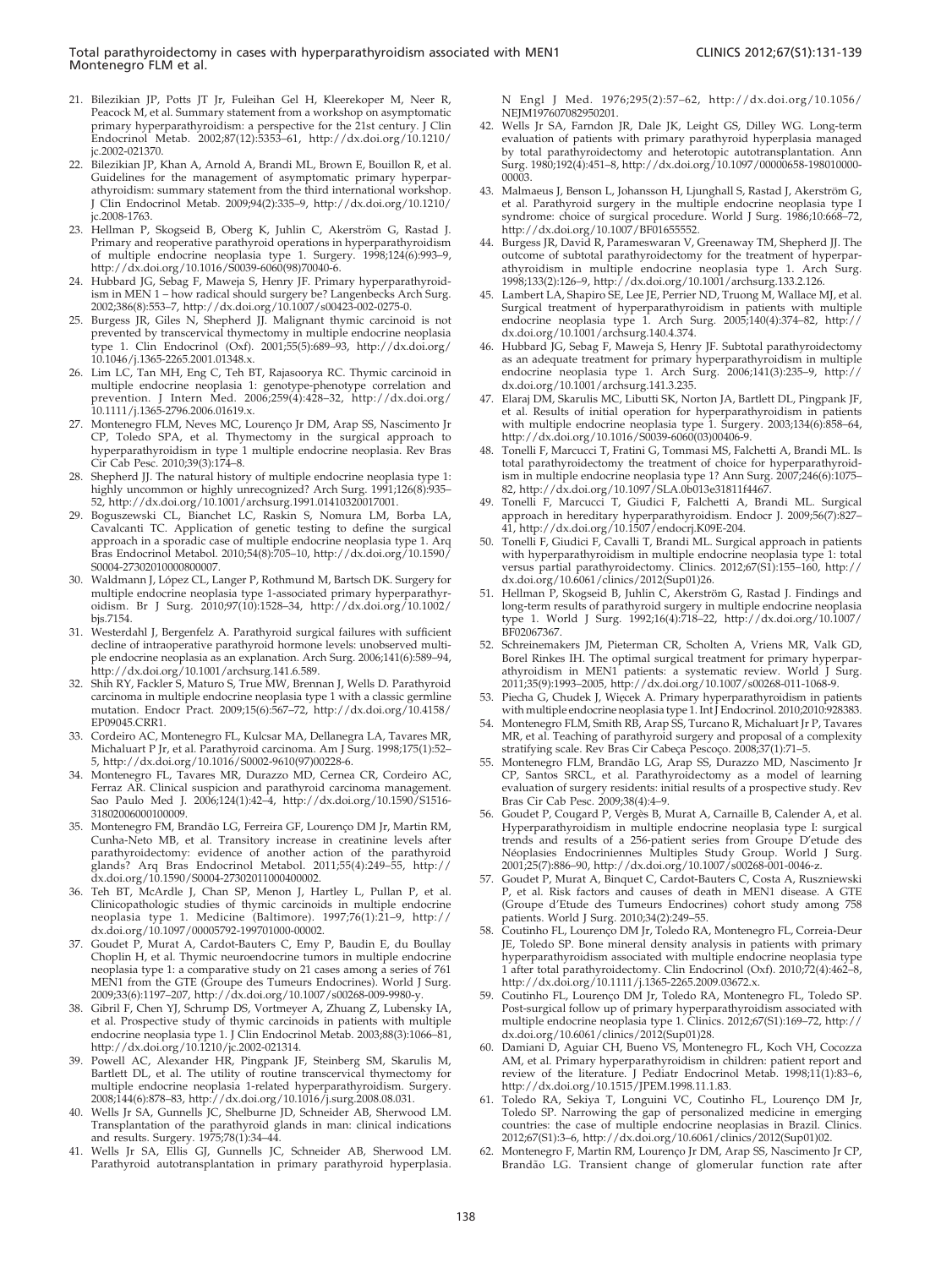21. Bilezikian JP, Potts JT Jr, Fuleihan Gel H, Kleerekoper M, Neer R, Peacock M, et al. Summary statement from a workshop on asymptomatic primary hyperparathyroidism: a perspective for the 21st century. J Clin Endocrinol Metab. 2002;87(12):5353–61, http://dx.doi.org/10.1210/jc.2002-021370.
22. Bilezikian JP, Khan A, Arnold A, Brandi ML, Brown E, Bouillon R, et al. Guidelines for the management of asymptomatic primary hyperparathyroidism: summary statement from the third international workshop. J Clin Endocrinol Metab. 2009;94(2):335–9, http://dx.doi.org/10.1210/jc.2008-1763.
23. Hellman P, Skogseid B, Oberg K, Juhlin C, Akerström G, Rastad J. Primary and reoperative parathyroid operations in hyperparathyroidism of multiple endocrine neoplasia type 1. Surgery. 1998;124(6):993–9, http://dx.doi.org/10.1016/S0039-6060(98)70040-6.
24. Hubbard JG, Sebag F, Maweja S, Henry JF. Primary hyperparathyroidism in MEN 1 – how radical should surgery be? Langenbecks Arch Surg. 2002;386(8):553–7, http://dx.doi.org/10.1007/s00423-002-0275-0.
25. Burgess JR, Giles N, Shepherd JJ. Malignant thymic carcinoid is not prevented by transcervical thymectomy in multiple endocrine neoplasia type 1. Clin Endocrinol (Oxf). 2001;55(5):689–93, http://dx.doi.org/10.1046/j.1365-2265.2001.01348.x.
26. Lim LC, Tan MH, Eng C, Teh BT, Rajasoorya RC. Thymic carcinoid in multiple endocrine neoplasia 1: genotype-phenotype correlation and prevention. J Intern Med. 2006;259(4):428–32, http://dx.doi.org/10.1111/j.1365-2796.2006.01619.x.
27. Montenegro FLM, Neves MC, Lourenço Jr DM, Arap SS, Nascimento Jr CP, Toledo SPA, et al. Thymectomy in the surgical approach to hyperparathyroidism in type 1 multiple endocrine neoplasia. Rev Bras Cir Cab Pesc. 2010;39(3):174–8.
28. Shepherd JJ. The natural history of multiple endocrine neoplasia type 1: highly uncommon or highly unrecognized? Arch Surg. 1991;126(8):935–52, http://dx.doi.org/10.1001/archsurg.1991.01410320017001.
29. Boguszewski CL, Bianchet LC, Raskin S, Nomura LM, Borba LA, Cavalcanti TC. Application of genetic testing to define the surgical approach in a sporadic case of multiple endocrine neoplasia type 1. Arq Bras Endocrinol Metabol. 2010;54(8):705–10, http://dx.doi.org/10.1590/S0004-27302010000800007.
30. Waldmann J, López CL, Langer P, Rothmund M, Bartsch DK. Surgery for multiple endocrine neoplasia type 1-associated primary hyperparathyroidism. Br J Surg. 2010;97(10):1528–34, http://dx.doi.org/10.1002/bjs.7154.
31. Westerdahl J, Bergenfelz A. Parathyroid surgical failures with sufficient decline of intraoperative parathyroid hormone levels: unobserved multiple endocrine neoplasia as an explanation. Arch Surg. 2006;141(6):589–94, http://dx.doi.org/10.1001/archsurg.141.6.589.
32. Shih RY, Fackler S, Maturo S, True MW, Brennan J, Wells D. Parathyroid carcinoma in multiple endocrine neoplasia type 1 with a classic germline mutation. Endocr Pract. 2009;15(6):567–72, http://dx.doi.org/10.4158/EP09045.CRR1.
33. Cordeiro AC, Montenegro FL, Kulcsar MA, Dellanegra LA, Tavares MR, Michaluart P Jr, et al. Parathyroid carcinoma. Am J Surg. 1998;175(1):52–5, http://dx.doi.org/10.1016/S0002-9610(97)00228-6.
34. Montenegro FL, Tavares MR, Durazzo MD, Cernea CR, Cordeiro AC, Ferraz AR. Clinical suspicion and parathyroid carcinoma management. Sao Paulo Med J. 2006;124(1):42–4, http://dx.doi.org/10.1590/S1516-31802006000100009.
35. Montenegro FM, Brandão LG, Ferreira GF, Lourenço DM Jr, Martin RM, Cunha-Neto MB, et al. Transitory increase in creatinine levels after parathyroidectomy: evidence of another action of the parathyroid glands? Arq Bras Endocrinol Metabol. 2011;55(4):249–55, http://dx.doi.org/10.1590/S0004-27302011000400002.
36. Teh BT, McArdle J, Chan SP, Menon J, Hartley L, Pullan P, et al. Clinicopathologic studies of thymic carcinoids in multiple endocrine neoplasia type 1. Medicine (Baltimore). 1997;76(1):21–9, http://dx.doi.org/10.1097/00005792-199701000-00002.
37. Goudet P, Murat A, Cardot-Bauters C, Emy P, Baudin E, du Boullay Choplin H, et al. Thymic neuroendocrine tumors in multiple endocrine neoplasia type 1: a comparative study on 21 cases among a series of 761 MEN1 from the GTE (Groupe des Tumeurs Endocrines). World J Surg. 2009;33(6):1197–207, http://dx.doi.org/10.1007/s00268-009-9980-y.
38. Gibril F, Chen YJ, Schrump DS, Vortmeyer A, Zhuang Z, Lubensky IA, et al. Prospective study of thymic carcinoids in patients with multiple endocrine neoplasia type 1. J Clin Endocrinol Metab. 2003;88(3):1066–81, http://dx.doi.org/10.1210/jc.2002-021314.
39. Powell AC, Alexander HR, Pingpank JF, Steinberg SM, Skarulis M, Bartlett DL, et al. The utility of routine transcervical thymectomy for multiple endocrine neoplasia 1-related hyperparathyroidism. Surgery. 2008;144(6):878–83, http://dx.doi.org/10.1016/j.surg.2008.08.031.
40. Wells Jr SA, Gunnells JC, Shelburne JD, Schneider AB, Sherwood LM. Transplantation of the parathyroid glands in man: clinical indications and results. Surgery. 1975;78(1):34–44.
41. Wells Jr SA, Ellis GJ, Gunnells JC, Schneider AB, Sherwood LM. Parathyroid autotransplantation in primary parathyroid hyperplasia. N Engl J Med. 1976;295(2):57–62, http://dx.doi.org/10.1056/NEJM197607082950201.
42. Wells Jr SA, Farndon JR, Dale JK, Leight GS, Dilley WG. Long-term evaluation of patients with primary parathyroid hyperplasia managed by total parathyroidectomy and heterotopic autotransplantation. Ann Surg. 1980;192(4):451–8, http://dx.doi.org/10.1097/00000658-198010000-00003.
43. Malmaeus J, Benson L, Johansson H, Ljunghall S, Rastad J, Akerström G, et al. Parathyroid surgery in the multiple endocrine neoplasia type I syndrome: choice of surgical procedure. World J Surg. 1986;10:668–72, http://dx.doi.org/10.1007/BF01655552.
44. Burgess JR, David R, Parameswaran V, Greenaway TM, Shepherd JJ. The outcome of subtotal parathyroidectomy for the treatment of hyperparathyroidism in multiple endocrine neoplasia type 1. Arch Surg. 1998;133(2):126–9, http://dx.doi.org/10.1001/archsurg.133.2.126.
45. Lambert LA, Shapiro SE, Lee JE, Perrier ND, Truong M, Wallace MJ, et al. Surgical treatment of hyperparathyroidism in patients with multiple endocrine neoplasia type 1. Arch Surg. 2005;140(4):374–82, http://dx.doi.org/10.1001/archsurg.140.4.374.
46. Hubbard JG, Sebag F, Maweja S, Henry JF. Subtotal parathyroidectomy as an adequate treatment for primary hyperparathyroidism in multiple endocrine neoplasia type 1. Arch Surg. 2006;141(3):235–9, http://dx.doi.org/10.1001/archsurg.141.3.235.
47. Elaraj DM, Skarulis MC, Libutti SK, Norton JA, Bartlett DL, Pingpank JF, et al. Results of initial operation for hyperparathyroidism in patients with multiple endocrine neoplasia type 1. Surgery. 2003;134(6):858–64, http://dx.doi.org/10.1016/S0039-6060(03)00406-9.
48. Tonelli F, Marcucci T, Fratini G, Tommasi MS, Falchetti A, Brandi ML. Is total parathyroidectomy the treatment of choice for hyperparathyroidism in multiple endocrine neoplasia type 1? Ann Surg. 2007;246(6):1075–82, http://dx.doi.org/10.1097/SLA.0b013e31811f4467.
49. Tonelli F, Marcucci T, Giudici F, Falchetti A, Brandi ML. Surgical approach in hereditary hyperparathyroidism. Endocr J. 2009;56(7):827–41, http://dx.doi.org/10.1507/endocrj.K09E-204.
50. Tonelli F, Giudici F, Cavalli T, Brandi ML. Surgical approach in patients with hyperparathyroidism in multiple endocrine neoplasia type 1: total versus partial parathyroidectomy. Clinics. 2012;67(S1):155–160, http://dx.doi.org/10.6061/clinics/2012(Sup01)26.
51. Hellman P, Skogseid B, Juhlin C, Akerström G, Rastad J. Findings and long-term results of parathyroid surgery in multiple endocrine neoplasia type 1. World J Surg. 1992;16(4):718–22, http://dx.doi.org/10.1007/BF02067367.
52. Schreinemakers JM, Pieterman CR, Scholten A, Vriens MR, Valk GD, Borel Rinkes IH. The optimal surgical treatment for primary hyperparathyroidism in MEN1 patients: a systematic review. World J Surg. 2011;35(9):1993–2005, http://dx.doi.org/10.1007/s00268-011-1068-9.
53. Piecha G, Chudek J, Więcek A. Primary hyperparathyroidism in patients with multiple endocrine neoplasia type 1. Int J Endocrinol. 2010;2010:928383.
54. Montenegro FLM, Smith RB, Arap SS, Turcano R, Michaluart Jr P, Tavares MR, et al. Teaching of parathyroid surgery and proposal of a complexity stratifying scale. Rev Bras Cir Cabeça Pescoço. 2008;37(1):71–5.
55. Montenegro FLM, Brandão LG, Arap SS, Durazzo MD, Nascimento Jr CP, Santos SRCL, et al. Parathyroidectomy as a model of learning evaluation of surgery residents: initial results of a prospective study. Rev Bras Cir Cab Pesc. 2009;38(4):4–9.
56. Goudet P, Cougard P, Vergès B, Murat A, Carnaille B, Calender A, et al. Hyperparathyroidism in multiple endocrine neoplasia type I: surgical trends and results of a 256-patient series from Groupe D'etude des Néoplasies Endocriniennes Multiples Study Group. World J Surg. 2001;25(7):886–90, http://dx.doi.org/10.1007/s00268-001-0046-z.
57. Goudet P, Murat A, Binquet C, Cardot-Bauters C, Costa A, Ruszniewski P, et al. Risk factors and causes of death in MEN1 disease. A GTE (Groupe d'Etude des Tumeurs Endocrines) cohort study among 758 patients. World J Surg. 2010;34(2):249–55.
58. Coutinho FL, Lourenço DM Jr, Toledo RA, Montenegro FL, Correia-Deur JE, Toledo SP. Bone mineral density analysis in patients with primary hyperparathyroidism associated with multiple endocrine neoplasia type 1 after total parathyroidectomy. Clin Endocrinol (Oxf). 2010;72(4):462–8, http://dx.doi.org/10.1111/j.1365-2265.2009.03672.x.
59. Coutinho FL, Lourenço DM Jr, Toledo RA, Montenegro FL, Toledo SP. Post-surgical follow up of primary hyperparathyroidism associated with multiple endocrine neoplasia type 1. Clinics. 2012;67(S1):169–72, http://dx.doi.org/10.6061/clinics/2012(Sup01)28.
60. Damiani D, Aguiar CH, Bueno VS, Montenegro FL, Koch VH, Cocozza AM, et al. Primary hyperparathyroidism in children: patient report and review of the literature. J Pediatr Endocrinol Metab. 1998;11(1):83–6, http://dx.doi.org/10.1515/JPEM.1998.11.1.83.
61. Toledo RA, Sekiya T, Longuini VC, Coutinho FL, Lourenço DM Jr, Toledo SP. Narrowing the gap of personalized medicine in emerging countries: the case of multiple endocrine neoplasias in Brazil. Clinics. 2012;67(S1):3–6, http://dx.doi.org/10.6061/clinics/2012(Sup01)02.
62. Montenegro F, Martin RM, Lourenço Jr DM, Arap SS, Nascimento Jr CP, Brandão LG. Transient change of glomerular function rate after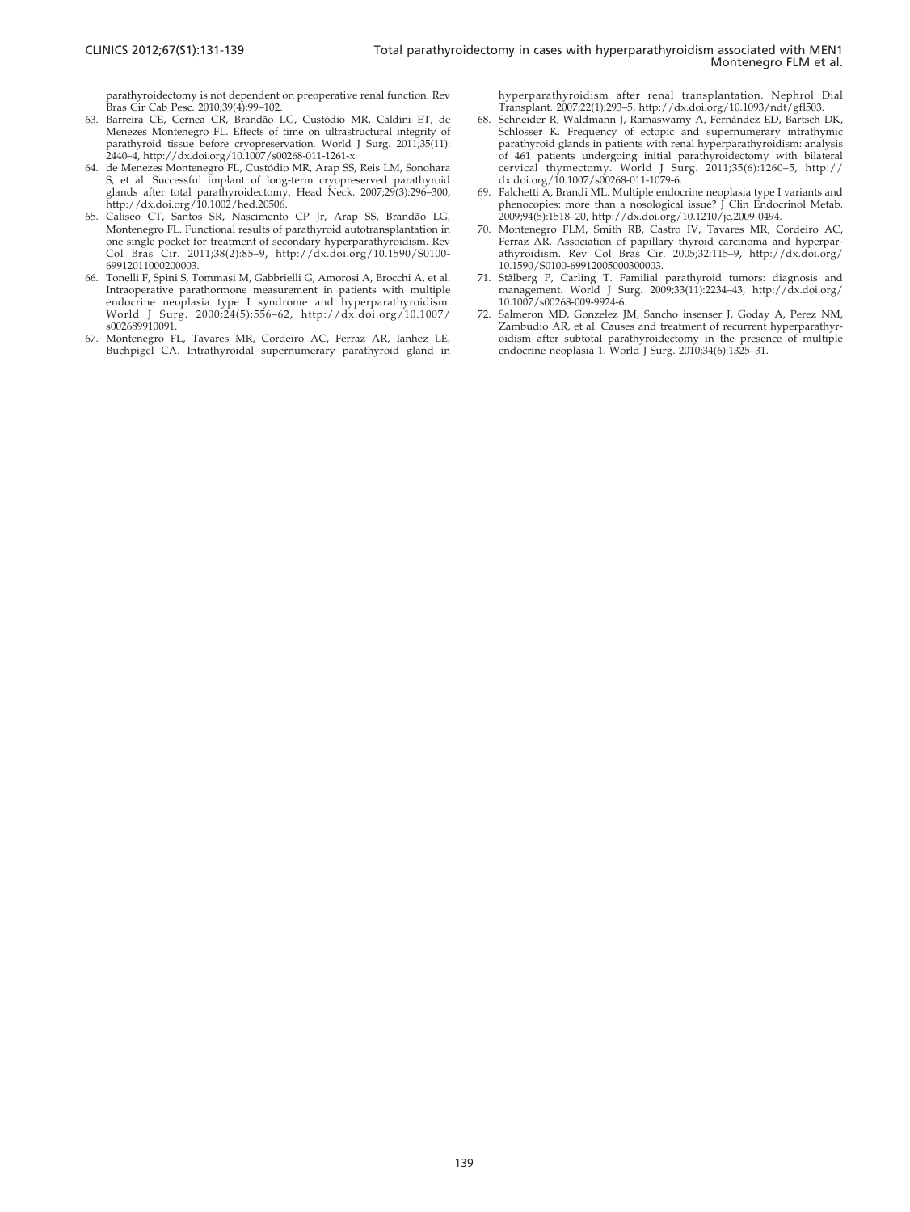parathyroidectomy is not dependent on preoperative renal function. Rev Bras Cir Cab Pesc. 2010;39(4):99–102.

63. Barreira CE, Cernea CR, Brandão LG, Custódio MR, Caldini ET, de Menezes Montenegro FL. Effects of time on ultrastructural integrity of parathyroid tissue before cryopreservation. World J Surg. 2011;35(11): 2440–4, http://dx.doi.org/10.1007/s00268-011-1261-x.
64. de Menezes Montenegro FL, Custódio MR, Arap SS, Reis LM, Sonohara S, et al. Successful implant of long-term cryopreserved parathyroid glands after total parathyroidectomy. Head Neck. 2007;29(3):296–300, http://dx.doi.org/10.1002/hed.20506.
65. Caliseo CT, Santos SR, Nascimento CP Jr, Arap SS, Brandão LG, Montenegro FL. Functional results of parathyroid autotransplantation in one single pocket for treatment of secondary hyperparathyroidism. Rev Col Bras Cir. 2011;38(2):85–9, http://dx.doi.org/10.1590/S0100-69912011000200003.
66. Tonelli F, Spini S, Tommasi M, Gabbrielli G, Amorosi A, Brocchi A, et al. Intraoperative parathormone measurement in patients with multiple endocrine neoplasia type I syndrome and hyperparathyroidism. World J Surg. 2000;24(5):556–62, http://dx.doi.org/10.1007/s002689910091.
67. Montenegro FL, Tavares MR, Cordeiro AC, Ferraz AR, Ianhez LE, Buchpigel CA. Intrathyroidal supernumerary parathyroid gland in hyperparathyroidism after renal transplantation. Nephrol Dial Transplant. 2007;22(1):293–5, http://dx.doi.org/10.1093/ndt/gfl503.
68. Schneider R, Waldmann J, Ramaswamy A, Fernández ED, Bartsch DK, Schlosser K. Frequency of ectopic and supernumerary intrathymic parathyroid glands in patients with renal hyperparathyroidism: analysis of 461 patients undergoing initial parathyroidectomy with bilateral cervical thymectomy. World J Surg. 2011;35(6):1260–5, http://dx.doi.org/10.1007/s00268-011-1079-6.
69. Falchetti A, Brandi ML. Multiple endocrine neoplasia type I variants and phenocopies: more than a nosological issue? J Clin Endocrinol Metab. 2009;94(5):1518–20, http://dx.doi.org/10.1210/jc.2009-0494.
70. Montenegro FLM, Smith RB, Castro IV, Tavares MR, Cordeiro AC, Ferraz AR. Association of papillary thyroid carcinoma and hyperparathyroidism. Rev Col Bras Cir. 2005;32:115–9, http://dx.doi.org/10.1590/S0100-69912005000300003.
71. Stålberg P, Carling T. Familial parathyroid tumors: diagnosis and management. World J Surg. 2009;33(11):2234–43, http://dx.doi.org/10.1007/s00268-009-9924-6.
72. Salmeron MD, Gonzelez JM, Sancho insenser J, Goday A, Perez NM, Zambudio AR, et al. Causes and treatment of recurrent hyperparathyroidism after subtotal parathyroidectomy in the presence of multiple endocrine neoplasia 1. World J Surg. 2010;34(6):1325–31.